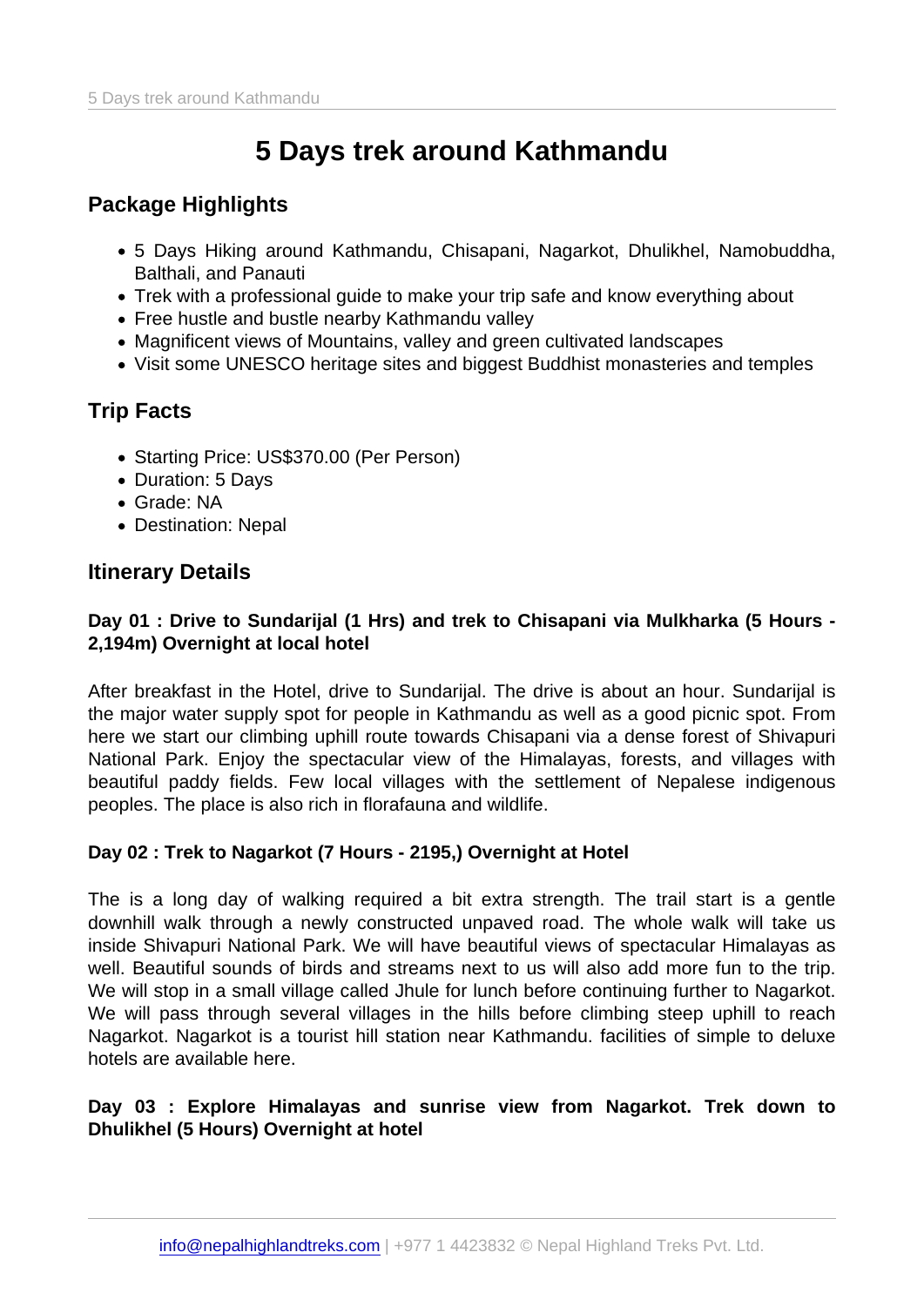# 5 Days trek around Kathmandu

## Package Highlights

- 5 Days Hiking around Kathmandu, Chisapani, Nagarkot, Dhulikhel, Namobuddha, Balthali, and Panauti
- Trek with a professional guide to make your trip safe and know everything about
- Free hustle and bustle nearby Kathmandu valley
- Magnificent views of Mountains, valley and green cultivated landscapes
- Visit some UNESCO heritage sites and biggest Buddhist monasteries and temples

## Trip Facts

- Starting Price: US$370.00 (Per Person)
- Duration: 5 Days
- Grade: NA
- Destination: Nepal

## Itinerary Details

**Day 01 : Drive to Sundarijal (1 Hrs) and trek to Chisapani via Mulkharka (5 Hours - 2,194m) Overnight at local hotel**

After breakfast in the Hotel, drive to Sundarijal. The drive is about an hour. Sundarijal is the major water supply spot for people in Kathmandu as well as a good picnic spot. From here we start our climbing uphill route towards Chisapani via a dense forest of Shivapuri National Park. Enjoy the spectacular view of the Himalayas, forests, and villages with beautiful paddy fields. Few local villages with the settlement of Nepalese indigenous peoples. The place is also rich in florafauna and wildlife.

**Day 02 : Trek to Nagarkot (7 Hours - 2195,) Overnight at Hotel**

The is a long day of walking required a bit extra strength. The trail start is a gentle downhill walk through a newly constructed unpaved road. The whole walk will take us inside Shivapuri National Park. We will have beautiful views of spectacular Himalayas as well. Beautiful sounds of birds and streams next to us will also add more fun to the trip. We will stop in a small village called Jhule for lunch before continuing further to Nagarkot. We will pass through several villages in the hills before climbing steep uphill to reach Nagarkot. Nagarkot is a tourist hill station near Kathmandu. facilities of simple to deluxe hotels are available here.

**Day 03 : Explore Himalayas and sunrise view from Nagarkot. Trek down to Dhulikhel (5 Hours) Overnight at hotel**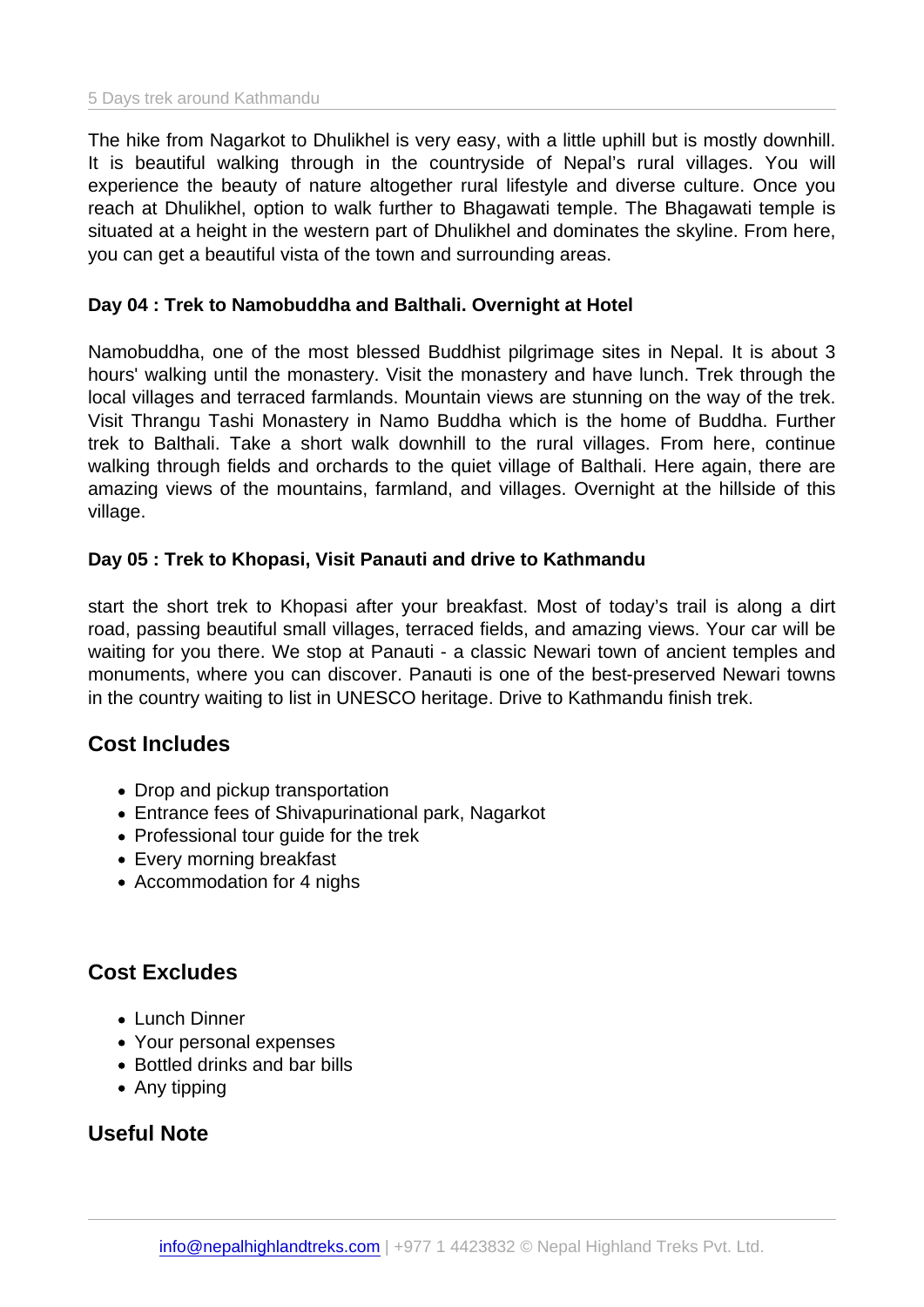The hike from Nagarkot to Dhulikhel is very easy, with a little uphill but is mostly downhill. It is beautiful walking through in the countryside of Nepal's rural villages. You will experience the beauty of nature altogether rural lifestyle and diverse culture. Once you reach at Dhulikhel, option to walk further to Bhagawati temple. The Bhagawati temple is situated at a height in the western part of Dhulikhel and dominates the skyline. From here, you can get a beautiful vista of the town and surrounding areas.

**Day 04 : Trek to Namobuddha and Balthali. Overnight at Hotel**

Namobuddha, one of the most blessed Buddhist pilgrimage sites in Nepal. It is about 3 hours' walking until the monastery. Visit the monastery and have lunch. Trek through the local villages and terraced farmlands. Mountain views are stunning on the way of the trek. Visit Thrangu Tashi Monastery in Namo Buddha which is the home of Buddha. Further trek to Balthali. Take a short walk downhill to the rural villages. From here, continue walking through fields and orchards to the quiet village of Balthali. Here again, there are amazing views of the mountains, farmland, and villages. Overnight at the hillside of this village.

**Day 05 : Trek to Khopasi, Visit Panauti and drive to Kathmandu**

start the short trek to Khopasi after your breakfast. Most of today's trail is along a dirt road, passing beautiful small villages, terraced fields, and amazing views. Your car will be waiting for you there. We stop at Panauti - a classic Newari town of ancient temples and monuments, where you can discover. Panauti is one of the best-preserved Newari towns in the country waiting to list in UNESCO heritage. Drive to Kathmandu finish trek.

## Cost Includes

- Drop and pickup transportation
- Entrance fees of Shivapurinational park, Nagarkot
- Professional tour guide for the trek
- Every morning breakfast
- Accommodation for 4 nighs

## Cost Excludes

- Lunch Dinner
- Your personal expenses
- Bottled drinks and bar bills
- Any tipping

## Useful Note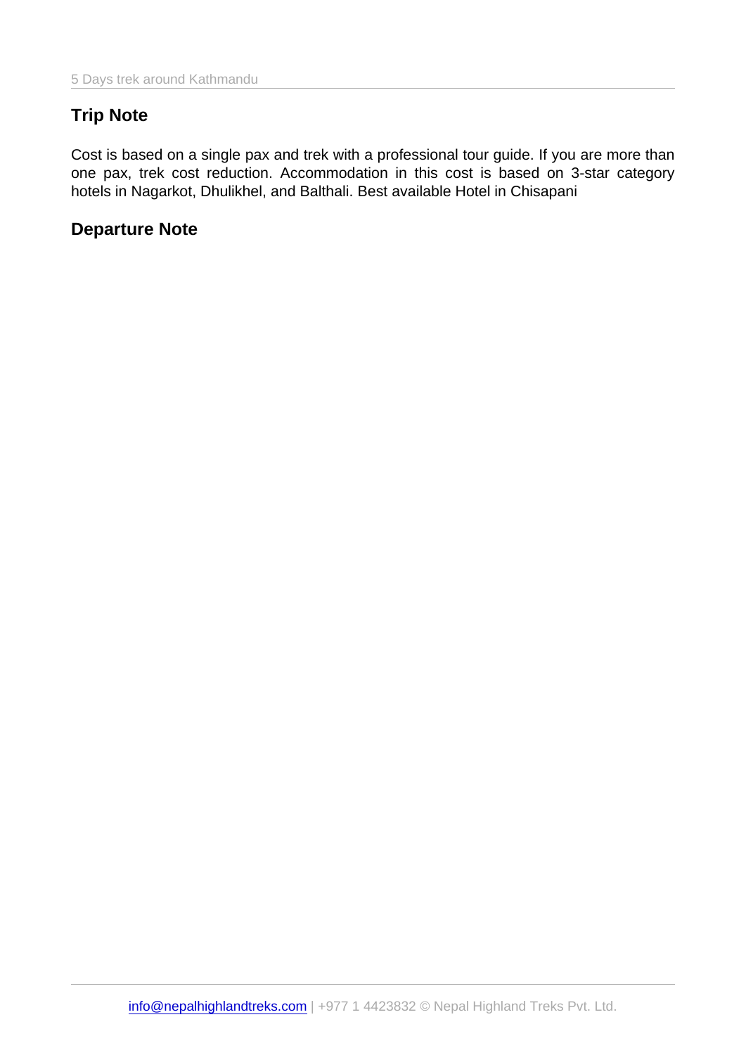## Trip Note

Cost is based on a single pax and trek with a professional tour guide. If you are more than one pax, trek cost reduction. Accommodation in this cost is based on 3-star category hotels in Nagarkot, Dhulikhel, and Balthali. Best available Hotel in Chisapani

## Departure Note